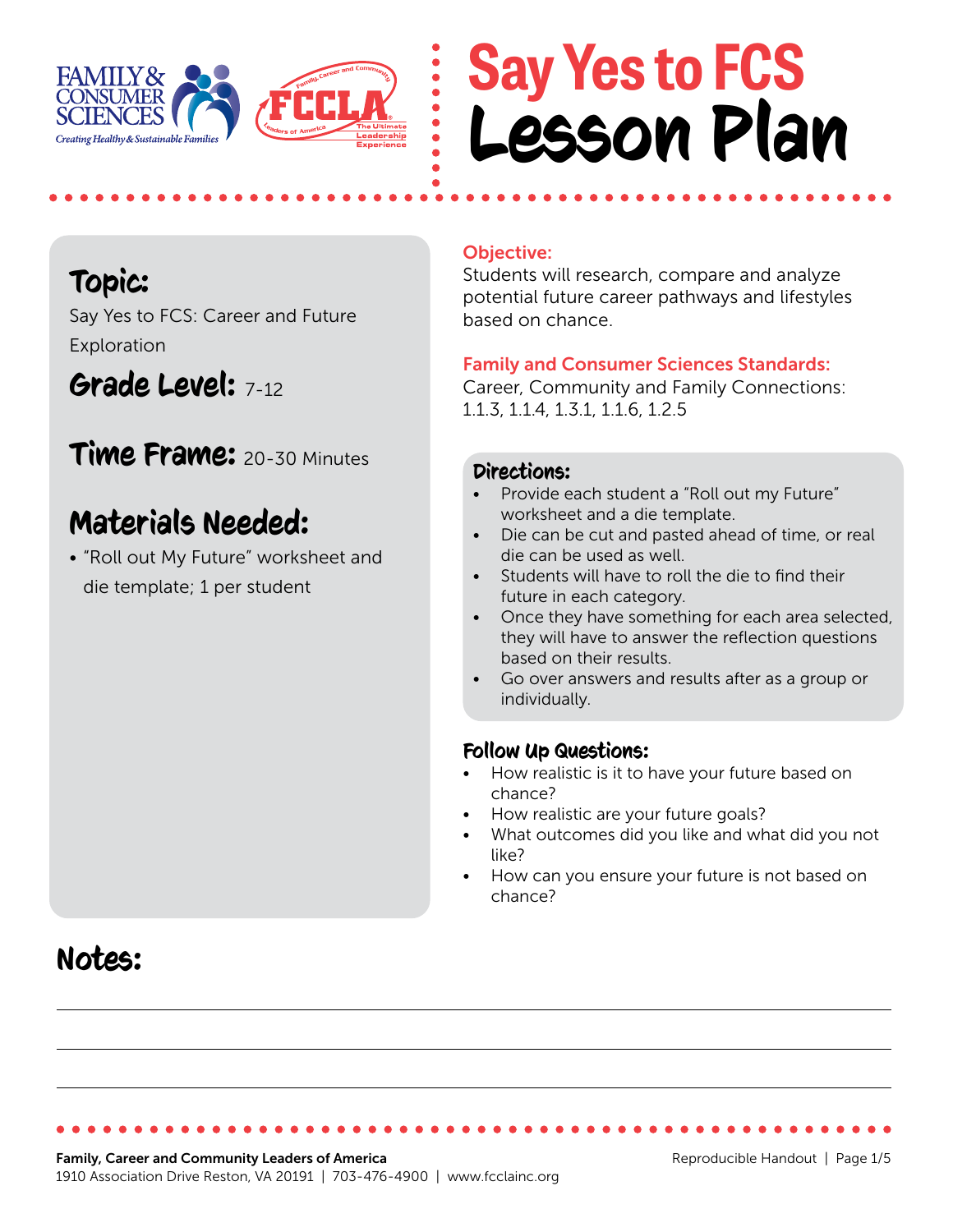# Say Yes to FCS Lesson Plan

## Topic:

Say Yes to FCS: Career and Future Exploration

## Grade Level: 7-12

## Time Frame: 20-30 Minutes

## Materials Needed:

- "Roll out My Future" worksheet and die template; 1 per student

### Objective:

Students will research, compare and analyze potential future career pathways and lifestyles based on chance.

### Family and Consumer Sciences Standards:

Career, Community and Family Connections: 1.1.3, 1.1.4, 1.3.1, 1.1.6, 1.2.5

### Directions:

- Provide each student a "Roll out my Future" worksheet and a die template.
- Die can be cut and pasted ahead of time, or real die can be used as well.
- Students will have to roll the die to find their future in each category.
- Once they have something for each area selected, they will have to answer the reflection questions based on their results.
- Go over answers and results after as a group or individually.

### Follow Up Questions:

- How realistic is it to have your future based on chance?
- How realistic are your future goals?
- What outcomes did you like and what did you not like?
- How can you ensure your future is not based on chance?

## Notes:

**Family, Career and Community Leaders of America**
1910 Association Drive Reston, VA 20191 | 703-476-4900 | www.fcclainc.org

Reproducible Handout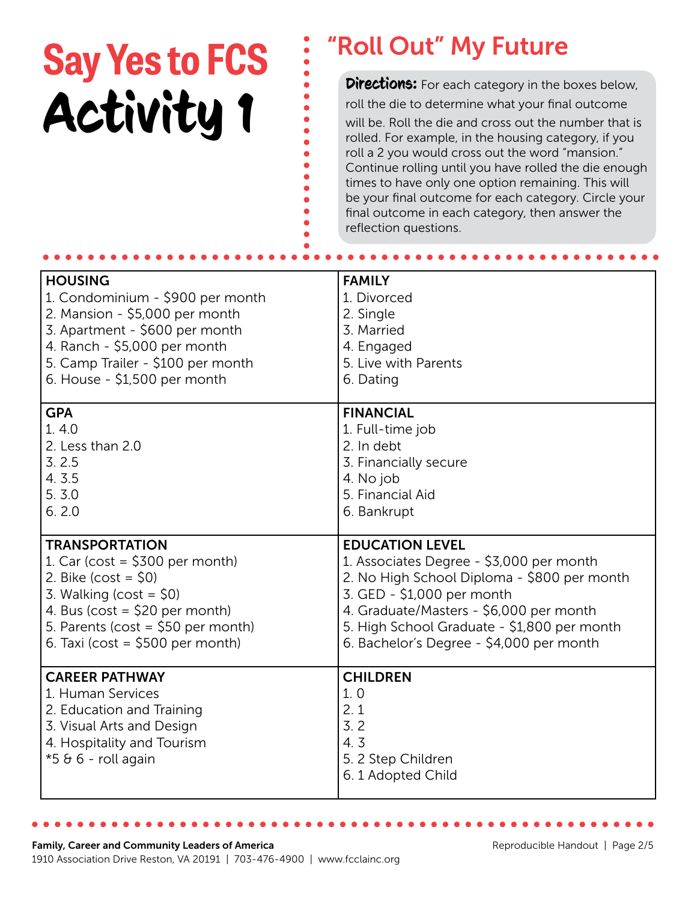# Say Yes to FCS

# Activity 1

## "Roll Out" My Future

**Directions:** For each category in the boxes below, roll the die to determine what your final outcome will be. Roll the die and cross out the number that is rolled. For example, in the housing category, if you roll a 2 you would cross out the word "mansion." Continue rolling until you have rolled the die enough times to have only one option remaining. This will be your final outcome for each category. Circle your final outcome in each category, then answer the reflection questions.

| **HOUSING** | **FAMILY** |
|---|---|
| 1. Condominium - $900 per month<br>2. Mansion - $5,000 per month<br>3. Apartment - $600 per month<br>4. Ranch - $5,000 per month<br>5. Camp Trailer - $100 per month<br>6. House - $1,500 per month | 1. Divorced<br>2. Single<br>3. Married<br>4. Engaged<br>5. Live with Parents<br>6. Dating |
| **GPA**<br>1. 4.0<br>2. Less than 2.0<br>3. 2.5<br>4. 3.5<br>5. 3.0<br>6. 2.0 | **FINANCIAL**<br>1. Full-time job<br>2. In debt<br>3. Financially secure<br>4. No job<br>5. Financial Aid<br>6. Bankrupt |
| **TRANSPORTATION**<br>1. Car (cost = $300 per month)<br>2. Bike (cost = $0)<br>3. Walking (cost = $0)<br>4. Bus (cost = $20 per month)<br>5. Parents (cost = $50 per month)<br>6. Taxi (cost = $500 per month) | **EDUCATION LEVEL**<br>1. Associates Degree - $3,000 per month<br>2. No High School Diploma - $800 per month<br>3. GED - $1,000 per month<br>4. Graduate/Masters - $6,000 per month<br>5. High School Graduate - $1,800 per month<br>6. Bachelor's Degree - $4,000 per month |
| **CAREER PATHWAY**<br>1. Human Services<br>2. Education and Training<br>3. Visual Arts and Design<br>4. Hospitality and Tourism<br>*5 & 6 - roll again | **CHILDREN**<br>1. 0<br>2. 1<br>3. 2<br>4. 3<br>5. 2 Step Children<br>6. 1 Adopted Child |

**Family, Career and Community Leaders of America**
1910 Association Drive Reston, VA 20191 | 703-476-4900 | www.fcclainc.org

Reproducible Handout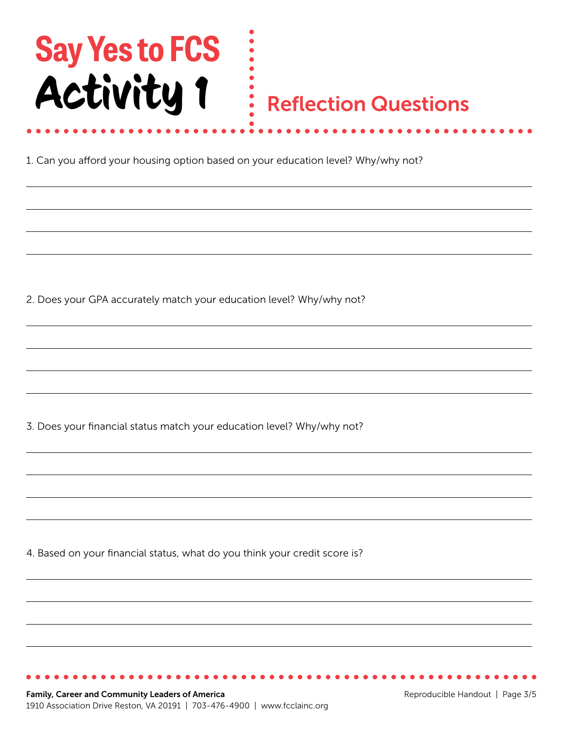# Say Yes to FCS

# Activity 1

## Reflection Questions

1. Can you afford your housing option based on your education level? Why/why not?

2. Does your GPA accurately match your education level? Why/why not?

3. Does your financial status match your education level? Why/why not?

4. Based on your financial status, what do you think your credit score is?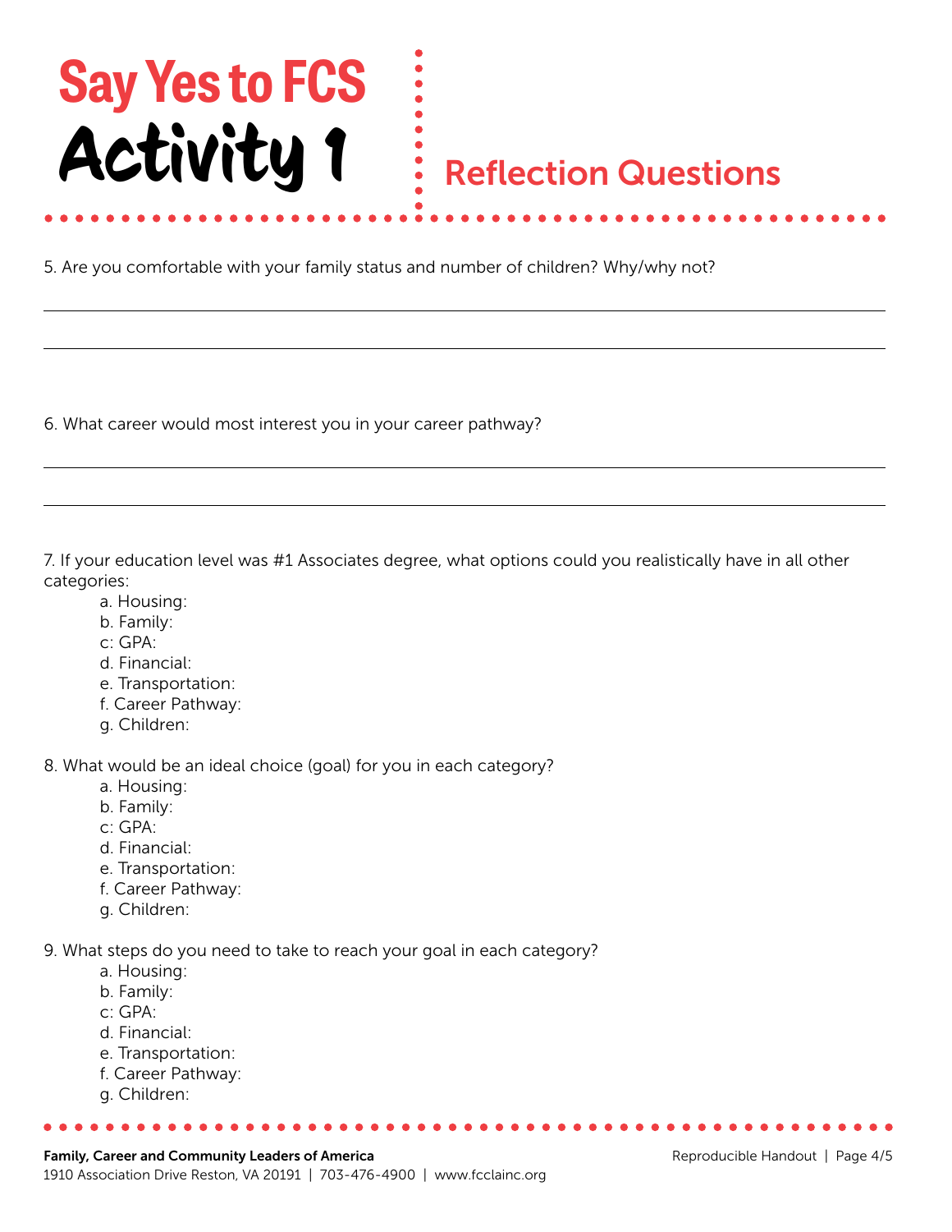# Say Yes to FCS Activity 1

## Reflection Questions

5. Are you comfortable with your family status and number of children? Why/why not?

6. What career would most interest you in your career pathway?

7. If your education level was #1 Associates degree, what options could you realistically have in all other categories:

   a. Housing:
   b. Family:
   c: GPA:
   d. Financial:
   e. Transportation:
   f. Career Pathway:
   g. Children:

8. What would be an ideal choice (goal) for you in each category?

   a. Housing:
   b. Family:
   c: GPA:
   d. Financial:
   e. Transportation:
   f. Career Pathway:
   g. Children:

9. What steps do you need to take to reach your goal in each category?

   a. Housing:
   b. Family:
   c: GPA:
   d. Financial:
   e. Transportation:
   f. Career Pathway:
   g. Children: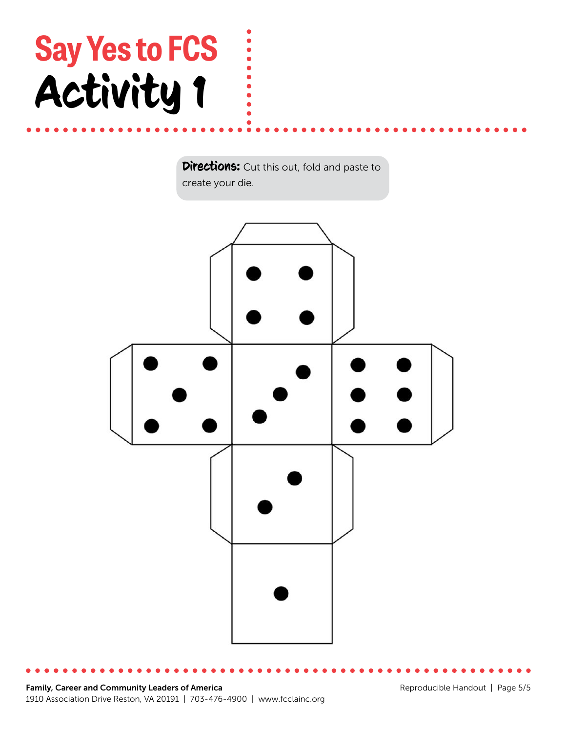# Say Yes to FCS
## Activity 1

**Directions:** Cut this out, fold and paste to create your die.

**Family, Career and Community Leaders of America**
1910 Association Drive Reston, VA 20191 | 703-476-4900 | www.fcclainc.org

Reproducible Handout